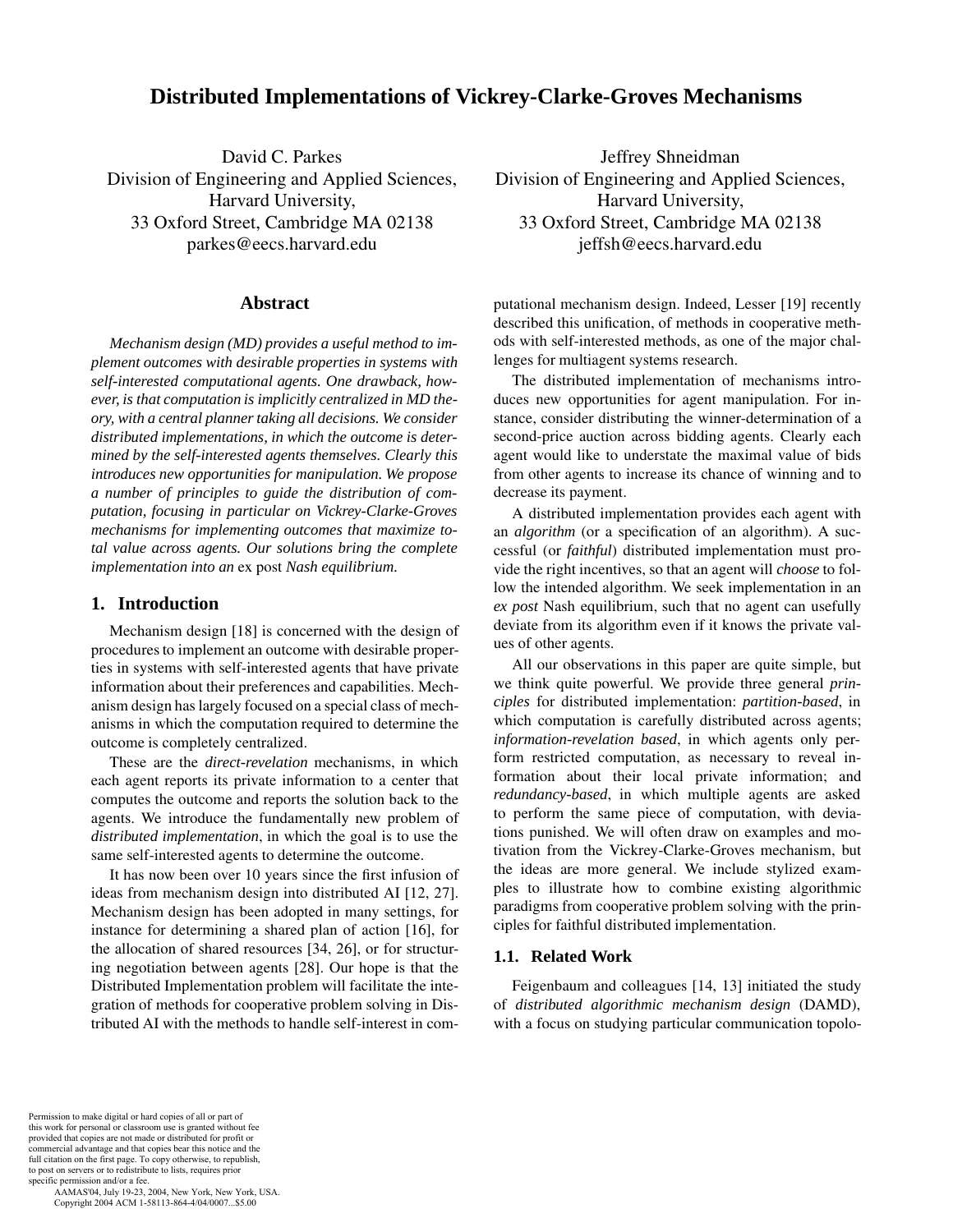# Distributed Implementations of Vickrey-Clarke-Groves Mechanisms

David C. Parkes
Division of Engineering and Applied Sciences,
Harvard University,
33 Oxford Street, Cambridge MA 02138
parkes@eecs.harvard.edu

Jeffrey Shneidman
Division of Engineering and Applied Sciences,
Harvard University,
33 Oxford Street, Cambridge MA 02138
jeffsh@eecs.harvard.edu

## Abstract

*Mechanism design (MD) provides a useful method to implement outcomes with desirable properties in systems with self-interested computational agents. One drawback, however, is that computation is implicitly centralized in MD theory, with a central planner taking all decisions. We consider distributed implementations, in which the outcome is determined by the self-interested agents themselves. Clearly this introduces new opportunities for manipulation. We propose a number of principles to guide the distribution of computation, focusing in particular on Vickrey-Clarke-Groves mechanisms for implementing outcomes that maximize total value across agents. Our solutions bring the complete implementation into an* ex post *Nash equilibrium.*

## 1. Introduction

Mechanism design [18] is concerned with the design of procedures to implement an outcome with desirable properties in systems with self-interested agents that have private information about their preferences and capabilities. Mechanism design has largely focused on a special class of mechanisms in which the computation required to determine the outcome is completely centralized.

These are the *direct-revelation* mechanisms, in which each agent reports its private information to a center that computes the outcome and reports the solution back to the agents. We introduce the fundamentally new problem of *distributed implementation*, in which the goal is to use the same self-interested agents to determine the outcome.

It has now been over 10 years since the first infusion of ideas from mechanism design into distributed AI [12, 27]. Mechanism design has been adopted in many settings, for instance for determining a shared plan of action [16], for the allocation of shared resources [34, 26], or for structuring negotiation between agents [28]. Our hope is that the Distributed Implementation problem will facilitate the integration of methods for cooperative problem solving in Distributed AI with the methods to handle self-interest in computational mechanism design. Indeed, Lesser [19] recently described this unification, of methods in cooperative methods with self-interested methods, as one of the major challenges for multiagent systems research.

The distributed implementation of mechanisms introduces new opportunities for agent manipulation. For instance, consider distributing the winner-determination of a second-price auction across bidding agents. Clearly each agent would like to understate the maximal value of bids from other agents to increase its chance of winning and to decrease its payment.

A distributed implementation provides each agent with an *algorithm* (or a specification of an algorithm). A successful (or *faithful*) distributed implementation must provide the right incentives, so that an agent will *choose* to follow the intended algorithm. We seek implementation in an *ex post* Nash equilibrium, such that no agent can usefully deviate from its algorithm even if it knows the private values of other agents.

All our observations in this paper are quite simple, but we think quite powerful. We provide three general *principles* for distributed implementation: *partition-based*, in which computation is carefully distributed across agents; *information-revelation based*, in which agents only perform restricted computation, as necessary to reveal information about their local private information; and *redundancy-based*, in which multiple agents are asked to perform the same piece of computation, with deviations punished. We will often draw on examples and motivation from the Vickrey-Clarke-Groves mechanism, but the ideas are more general. We include stylized examples to illustrate how to combine existing algorithmic paradigms from cooperative problem solving with the principles for faithful distributed implementation.

### 1.1. Related Work

Feigenbaum and colleagues [14, 13] initiated the study of *distributed algorithmic mechanism design* (DAMD), with a focus on studying particular communication topolo-

Permission to make digital or hard copies of all or part of this work for personal or classroom use is granted without fee provided that copies are not made or distributed for profit or commercial advantage and that copies bear this notice and the full citation on the first page. To copy otherwise, to republish, to post on servers or to redistribute to lists, requires prior specific permission and/or a fee.
AAMAS'04, July 19-23, 2004, New York, New York, USA.
Copyright 2004 ACM 1-58113-864-4/04/0007...$5.00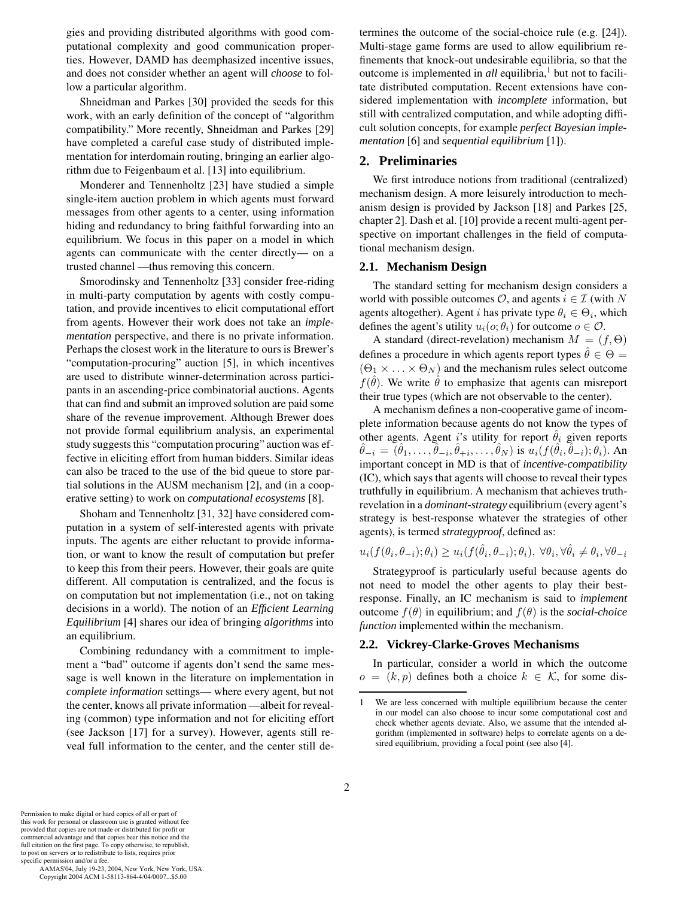gies and providing distributed algorithms with good computational complexity and good communication properties. However, DAMD has deemphasized incentive issues, and does not consider whether an agent will *choose* to follow a particular algorithm.

Shneidman and Parkes [30] provided the seeds for this work, with an early definition of the concept of "algorithm compatibility." More recently, Shneidman and Parkes [29] have completed a careful case study of distributed implementation for interdomain routing, bringing an earlier algorithm due to Feigenbaum et al. [13] into equilibrium.

Monderer and Tennenholtz [23] have studied a simple single-item auction problem in which agents must forward messages from other agents to a center, using information hiding and redundancy to bring faithful forwarding into an equilibrium. We focus in this paper on a model in which agents can communicate with the center directly— on a trusted channel —thus removing this concern.

Smorodinsky and Tennenholtz [33] consider free-riding in multi-party computation by agents with costly computation, and provide incentives to elicit computational effort from agents. However their work does not take an *implementation* perspective, and there is no private information. Perhaps the closest work in the literature to ours is Brewer's "computation-procuring" auction [5], in which incentives are used to distribute winner-determination across participants in an ascending-price combinatorial auctions. Agents that can find and submit an improved solution are paid some share of the revenue improvement. Although Brewer does not provide formal equilibrium analysis, an experimental study suggests this "computation procuring" auction was effective in eliciting effort from human bidders. Similar ideas can also be traced to the use of the bid queue to store partial solutions in the AUSM mechanism [2], and (in a cooperative setting) to work on *computational ecosystems* [8].

Shoham and Tennenholtz [31, 32] have considered computation in a system of self-interested agents with private inputs. The agents are either reluctant to provide information, or want to know the result of computation but prefer to keep this from their peers. However, their goals are quite different. All computation is centralized, and the focus is on computation but not implementation (i.e., not on taking decisions in a world). The notion of an *Efficient Learning Equilibrium* [4] shares our idea of bringing *algorithms* into an equilibrium.

Combining redundancy with a commitment to implement a "bad" outcome if agents don't send the same message is well known in the literature on implementation in *complete information* settings— where every agent, but not the center, knows all private information —albeit for revealing (common) type information and not for eliciting effort (see Jackson [17] for a survey). However, agents still reveal full information to the center, and the center still determines the outcome of the social-choice rule (e.g. [24]). Multi-stage game forms are used to allow equilibrium refinements that knock-out undesirable equilibria, so that the outcome is implemented in *all* equilibria,[1] but not to facilitate distributed computation. Recent extensions have considered implementation with *incomplete* information, but still with centralized computation, and while adopting difficult solution concepts, for example *perfect Bayesian implementation* [6] and *sequential equilibrium* [1]).

## 2. Preliminaries

We first introduce notions from traditional (centralized) mechanism design. A more leisurely introduction to mechanism design is provided by Jackson [18] and Parkes [25, chapter 2]. Dash et al. [10] provide a recent multi-agent perspective on important challenges in the field of computational mechanism design.

### 2.1. Mechanism Design

The standard setting for mechanism design considers a world with possible outcomes $\mathcal{O}$, and agents $i \in \mathcal{I}$ (with $N$ agents altogether). Agent $i$ has private type $\theta_i \in \Theta_i$, which defines the agent's utility $u_i(o; \theta_i)$ for outcome $o \in \mathcal{O}$.

A standard (direct-revelation) mechanism $M = (f, \Theta)$ defines a procedure in which agents report types $\hat{\theta} \in \Theta = (\Theta_1 \times \ldots \times \Theta_N)$ and the mechanism rules select outcome $f(\hat{\theta})$. We write $\hat{\theta}$ to emphasize that agents can misreport their true types (which are not observable to the center).

A mechanism defines a non-cooperative game of incomplete information because agents do not know the types of other agents. Agent $i$'s utility for report $\hat{\theta}_i$ given reports $\hat{\theta}_{-i} = (\hat{\theta}_1, \ldots, \hat{\theta}_{-i}, \hat{\theta}_{+i}, \ldots, \hat{\theta}_N)$ is $u_i(f(\hat{\theta}_i, \hat{\theta}_{-i}); \theta_i)$. An important concept in MD is that of *incentive-compatibility* (IC), which says that agents will choose to reveal their types truthfully in equilibrium. A mechanism that achieves truth-revelation in a *dominant-strategy* equilibrium (every agent's strategy is best-response whatever the strategies of other agents), is termed *strategyproof*, defined as:

$$u_i(f(\theta_i, \theta_{-i}); \theta_i) \geq u_i(f(\hat{\theta}_i, \theta_{-i}); \theta_i),\ \forall \theta_i, \forall \hat{\theta}_i \neq \theta_i, \forall \theta_{-i}$$

Strategyproof is particularly useful because agents do not need to model the other agents to play their best-response. Finally, an IC mechanism is said to *implement* outcome $f(\theta)$ in equilibrium; and $f(\theta)$ is the *social-choice function* implemented within the mechanism.

### 2.2. Vickrey-Clarke-Groves Mechanisms

In particular, consider a world in which the outcome $o = (k, p)$ defines both a choice $k \in \mathcal{K}$, for some dis-

---

[1] We are less concerned with multiple equilibrium because the center in our model can also choose to incur some computational cost and check whether agents deviate. Also, we assume that the intended algorithm (implemented in software) helps to correlate agents on a desired equilibrium, providing a focal point (see also [4].

Permission to make digital or hard copies of all or part of this work for personal or classroom use is granted without fee provided that copies are not made or distributed for profit or commercial advantage and that copies bear this notice and the full citation on the first page. To copy otherwise, to republish, to post on servers or to redistribute to lists, requires prior specific permission and/or a fee.
AAMAS'04, July 19-23, 2004, New York, New York, USA.
Copyright 2004 ACM 1-58113-864-4/04/0007...$5.00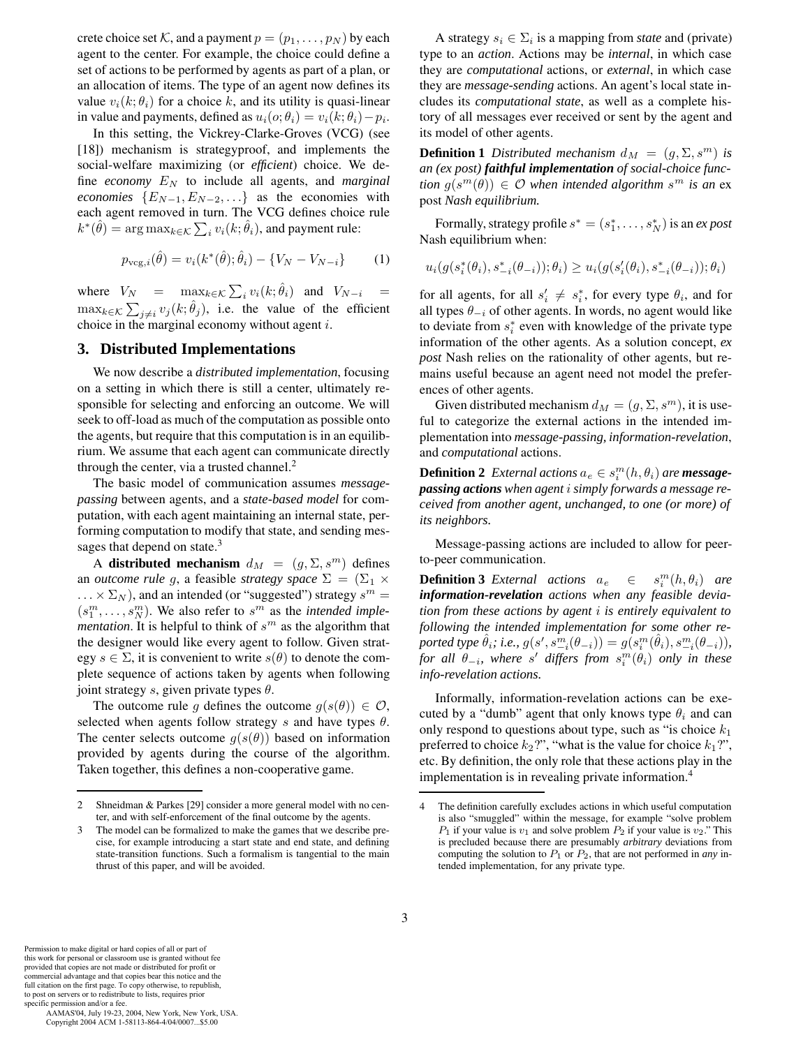crete choice set $\mathcal{K}$, and a payment $p = (p_1, \ldots, p_N)$ by each agent to the center. For example, the choice could define a set of actions to be performed by agents as part of a plan, or an allocation of items. The type of an agent now defines its value $v_i(k; \theta_i)$ for a choice $k$, and its utility is quasi-linear in value and payments, defined as $u_i(o; \theta_i) = v_i(k; \theta_i) - p_i$.

In this setting, the Vickrey-Clarke-Groves (VCG) (see [18]) mechanism is strategyproof, and implements the social-welfare maximizing (or *efficient*) choice. We define *economy* $E_N$ to include all agents, and *marginal economies* $\{E_{N-1}, E_{N-2}, \ldots\}$ as the economies with each agent removed in turn. The VCG defines choice rule $k^*(\hat{\theta}) = \arg\max_{k \in \mathcal{K}} \sum_i v_i(k; \hat{\theta}_i)$, and payment rule:

$$p_{\text{vcg},i}(\hat{\theta}) = v_i(k^*(\hat{\theta}); \hat{\theta}_i) - \{V_N - V_{N-i}\} \qquad (1)$$

where $V_N = \max_{k \in \mathcal{K}} \sum_i v_i(k; \hat{\theta}_i)$ and $V_{N-i} = \max_{k \in \mathcal{K}} \sum_{j \neq i} v_j(k; \hat{\theta}_j)$, i.e. the value of the efficient choice in the marginal economy without agent $i$.

## 3. Distributed Implementations

We now describe a *distributed implementation*, focusing on a setting in which there is still a center, ultimately responsible for selecting and enforcing an outcome. We will seek to off-load as much of the computation as possible onto the agents, but require that this computation is in an equilibrium. We assume that each agent can communicate directly through the center, via a trusted channel.[2]

The basic model of communication assumes *message-passing* between agents, and a *state-based model* for computation, with each agent maintaining an internal state, performing computation to modify that state, and sending messages that depend on state.[3]

A **distributed mechanism** $d_M = (g, \Sigma, s^m)$ defines an *outcome rule* $g$, a feasible *strategy space* $\Sigma = (\Sigma_1 \times \ldots \times \Sigma_N)$, and an intended (or "suggested") strategy $s^m = (s_1^m, \ldots, s_N^m)$. We also refer to $s^m$ as the *intended implementation*. It is helpful to think of $s^m$ as the algorithm that the designer would like every agent to follow. Given strategy $s \in \Sigma$, it is convenient to write $s(\theta)$ to denote the complete sequence of actions taken by agents when following joint strategy $s$, given private types $\theta$.

The outcome rule $g$ defines the outcome $g(s(\theta)) \in \mathcal{O}$, selected when agents follow strategy $s$ and have types $\theta$. The center selects outcome $g(s(\theta))$ based on information provided by agents during the course of the algorithm. Taken together, this defines a non-cooperative game.

A strategy $s_i \in \Sigma_i$ is a mapping from *state* and (private) type to an *action*. Actions may be *internal*, in which case they are *computational* actions, or *external*, in which case they are *message-sending* actions. An agent's local state includes its *computational state*, as well as a complete history of all messages ever received or sent by the agent and its model of other agents.

**Definition 1** *Distributed mechanism $d_M = (g, \Sigma, s^m)$ is an (ex post) **faithful implementation** of social-choice function $g(s^m(\theta)) \in \mathcal{O}$ when intended algorithm $s^m$ is an* ex post *Nash equilibrium.*

Formally, strategy profile $s^* = (s_1^*, \ldots, s_N^*)$ is an *ex post* Nash equilibrium when:

$$u_i(g(s_i^*(\theta_i), s_{-i}^*(\theta_{-i})); \theta_i) \geq u_i(g(s_i'(\theta_i), s_{-i}^*(\theta_{-i})); \theta_i)$$

for all agents, for all $s_i' \neq s_i^*$, for every type $\theta_i$, and for all types $\theta_{-i}$ of other agents. In words, no agent would like to deviate from $s_i^*$ even with knowledge of the private type information of the other agents. As a solution concept, *ex post* Nash relies on the rationality of other agents, but remains useful because an agent need not model the preferences of other agents.

Given distributed mechanism $d_M = (g, \Sigma, s^m)$, it is useful to categorize the external actions in the intended implementation into *message-passing, information-revelation*, and *computational* actions.

**Definition 2** *External actions $a_e \in s_i^m(h, \theta_i)$ are **message-passing actions** when agent $i$ simply forwards a message received from another agent, unchanged, to one (or more) of its neighbors.*

Message-passing actions are included to allow for peer-to-peer communication.

**Definition 3** *External actions $a_e \in s_i^m(h, \theta_i)$ are **information-revelation** actions when any feasible deviation from these actions by agent $i$ is entirely equivalent to following the intended implementation for some other reported type $\hat{\theta}_i$; i.e., $g(s', s_{-i}^m(\theta_{-i})) = g(s_i^m(\hat{\theta}_i), s_{-i}^m(\theta_{-i}))$, for all $\theta_{-i}$, where $s'$ differs from $s_i^m(\theta_i)$ only in these info-revelation actions.*

Informally, information-revelation actions can be executed by a "dumb" agent that only knows type $\theta_i$ and can only respond to questions about type, such as "is choice $k_1$ preferred to choice $k_2$?", "what is the value for choice $k_1$?", etc. By definition, the only role that these actions play in the implementation is in revealing private information.[4]

---

[2] Shneidman & Parkes [29] consider a more general model with no center, and with self-enforcement of the final outcome by the agents.

[3] The model can be formalized to make the games that we describe precise, for example introducing a start state and end state, and defining state-transition functions. Such a formalism is tangential to the main thrust of this paper, and will be avoided.

[4] The definition carefully excludes actions in which useful computation is also "smuggled" within the message, for example "solve problem $P_1$ if your value is $v_1$ and solve problem $P_2$ if your value is $v_2$." This is precluded because there are presumably *arbitrary* deviations from computing the solution to $P_1$ or $P_2$, that are not performed in *any* intended implementation, for any private type.

Permission to make digital or hard copies of all or part of this work for personal or classroom use is granted without fee provided that copies are not made or distributed for profit or commercial advantage and that copies bear this notice and the full citation on the first page. To copy otherwise, to republish, to post on servers or to redistribute to lists, requires prior specific permission and/or a fee.
AAMAS'04, July 19-23, 2004, New York, New York, USA.
Copyright 2004 ACM 1-58113-864-4/04/0007...$5.00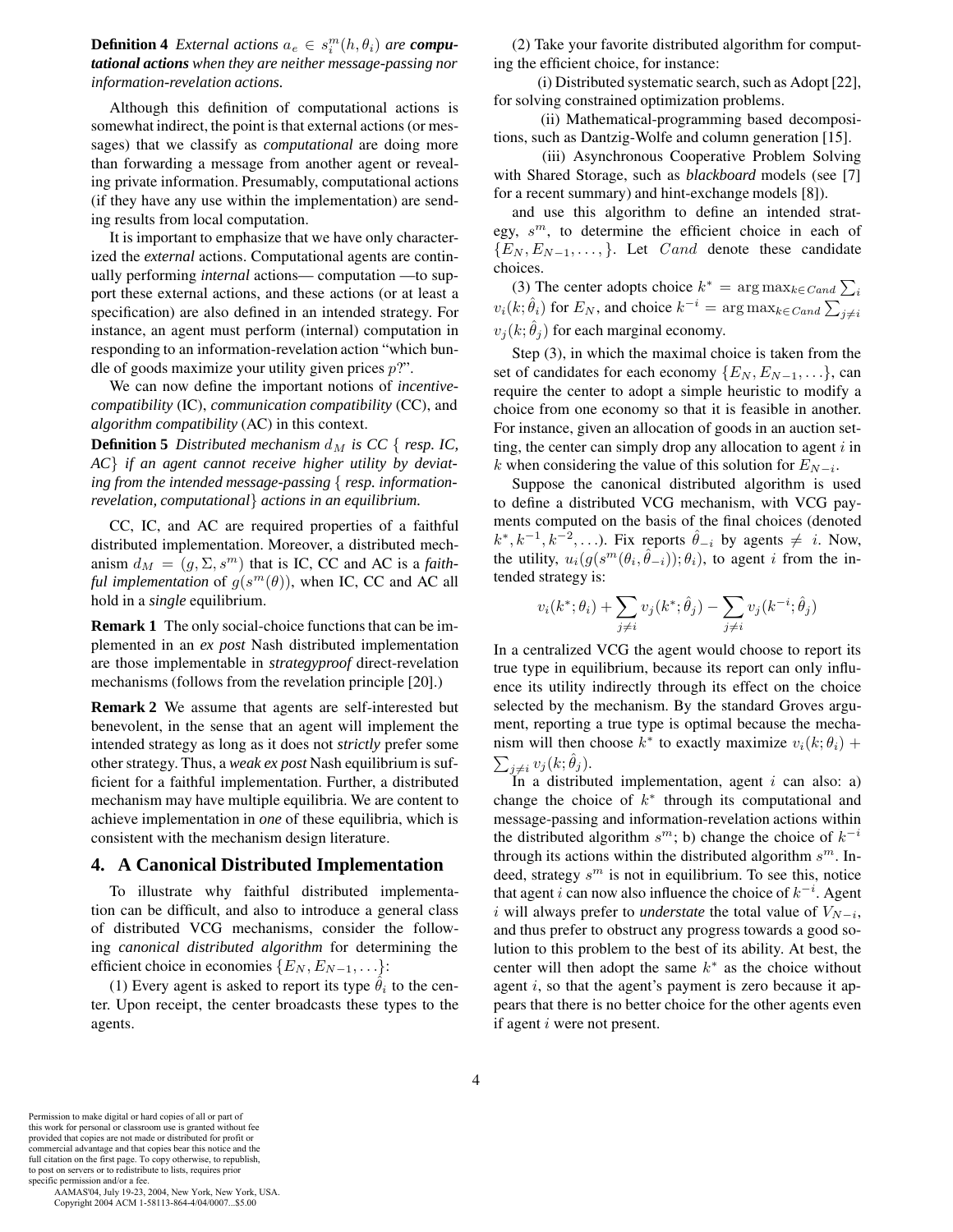**Definition 4** *External actions $a_e \in s_i^m(h, \theta_i)$ are* ***computational actions*** *when they are neither message-passing nor information-revelation actions.*

Although this definition of computational actions is somewhat indirect, the point is that external actions (or messages) that we classify as *computational* are doing more than forwarding a message from another agent or revealing private information. Presumably, computational actions (if they have any use within the implementation) are sending results from local computation.

It is important to emphasize that we have only characterized the *external* actions. Computational agents are continually performing *internal* actions— computation —to support these external actions, and these actions (or at least a specification) are also defined in an intended strategy. For instance, an agent must perform (internal) computation in responding to an information-revelation action "which bundle of goods maximize your utility given prices $p$?".

We can now define the important notions of *incentive-compatibility* (IC), *communication compatibility* (CC), and *algorithm compatibility* (AC) in this context.

**Definition 5** *Distributed mechanism $d_M$ is CC { resp. IC, AC} if an agent cannot receive higher utility by deviating from the intended message-passing { resp. information-revelation, computational} actions in an equilibrium.*

CC, IC, and AC are required properties of a faithful distributed implementation. Moreover, a distributed mechanism $d_M = (g, \Sigma, s^m)$ that is IC, CC and AC is a *faithful implementation* of $g(s^m(\theta))$, when IC, CC and AC all hold in a *single* equilibrium.

**Remark 1** The only social-choice functions that can be implemented in an *ex post* Nash distributed implementation are those implementable in *strategyproof* direct-revelation mechanisms (follows from the revelation principle [20].)

**Remark 2** We assume that agents are self-interested but benevolent, in the sense that an agent will implement the intended strategy as long as it does not *strictly* prefer some other strategy. Thus, a *weak ex post* Nash equilibrium is sufficient for a faithful implementation. Further, a distributed mechanism may have multiple equilibria. We are content to achieve implementation in *one* of these equilibria, which is consistent with the mechanism design literature.

## 4. A Canonical Distributed Implementation

To illustrate why faithful distributed implementation can be difficult, and also to introduce a general class of distributed VCG mechanisms, consider the following *canonical distributed algorithm* for determining the efficient choice in economies $\{E_N, E_{N-1}, \ldots\}$:

(1) Every agent is asked to report its type $\hat{\theta}_i$ to the center. Upon receipt, the center broadcasts these types to the agents.

(2) Take your favorite distributed algorithm for computing the efficient choice, for instance:

(i) Distributed systematic search, such as Adopt [22], for solving constrained optimization problems.

(ii) Mathematical-programming based decompositions, such as Dantzig-Wolfe and column generation [15].

(iii) Asynchronous Cooperative Problem Solving with Shared Storage, such as *blackboard* models (see [7] for a recent summary) and hint-exchange models [8]).

and use this algorithm to define an intended strategy, $s^m$, to determine the efficient choice in each of $\{E_N, E_{N-1}, \ldots,\}$. Let $Cand$ denote these candidate choices.

(3) The center adopts choice $k^* = \arg\max_{k \in Cand} \sum_i v_i(k; \hat{\theta}_i)$ for $E_N$, and choice $k^{-i} = \arg\max_{k \in Cand} \sum_{j \neq i} v_j(k; \hat{\theta}_j)$ for each marginal economy.

Step (3), in which the maximal choice is taken from the set of candidates for each economy $\{E_N, E_{N-1}, \ldots\}$, can require the center to adopt a simple heuristic to modify a choice from one economy so that it is feasible in another. For instance, given an allocation of goods in an auction setting, the center can simply drop any allocation to agent $i$ in $k$ when considering the value of this solution for $E_{N-i}$.

Suppose the canonical distributed algorithm is used to define a distributed VCG mechanism, with VCG payments computed on the basis of the final choices (denoted $k^*, k^{-1}, k^{-2}, \ldots$). Fix reports $\hat{\theta}_{-i}$ by agents $\neq i$. Now, the utility, $u_i(g(s^m(\theta_i, \hat{\theta}_{-i})); \theta_i)$, to agent $i$ from the intended strategy is:

$$v_i(k^*; \theta_i) + \sum_{j \neq i} v_j(k^*; \hat{\theta}_j) - \sum_{j \neq i} v_j(k^{-i}; \hat{\theta}_j)$$

In a centralized VCG the agent would choose to report its true type in equilibrium, because its report can only influence its utility indirectly through its effect on the choice selected by the mechanism. By the standard Groves argument, reporting a true type is optimal because the mechanism will then choose $k^*$ to exactly maximize $v_i(k; \theta_i) + \sum_{j \neq i} v_j(k; \hat{\theta}_j)$.

In a distributed implementation, agent $i$ can also: a) change the choice of $k^*$ through its computational and message-passing and information-revelation actions within the distributed algorithm $s^m$; b) change the choice of $k^{-i}$ through its actions within the distributed algorithm $s^m$. Indeed, strategy $s^m$ is not in equilibrium. To see this, notice that agent $i$ can now also influence the choice of $k^{-i}$. Agent $i$ will always prefer to *understate* the total value of $V_{N-i}$, and thus prefer to obstruct any progress towards a good solution to this problem to the best of its ability. At best, the center will then adopt the same $k^*$ as the choice without agent $i$, so that the agent's payment is zero because it appears that there is no better choice for the other agents even if agent $i$ were not present.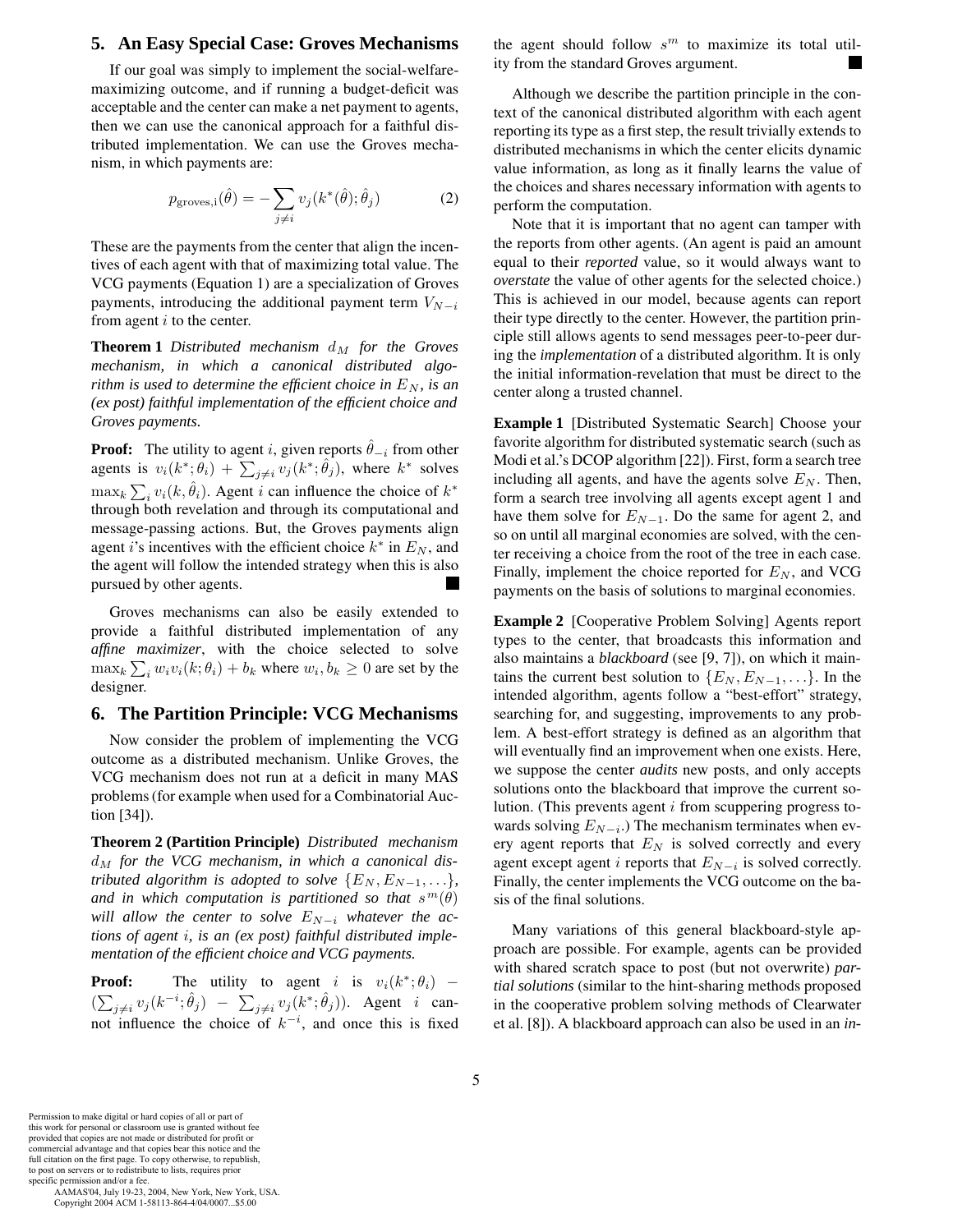## 5. An Easy Special Case: Groves Mechanisms

If our goal was simply to implement the social-welfare-maximizing outcome, and if running a budget-deficit was acceptable and the center can make a net payment to agents, then we can use the canonical approach for a faithful distributed implementation. We can use the Groves mechanism, in which payments are:

$$p_{\text{groves},\text{i}}(\hat{\theta}) = -\sum_{j \neq i} v_j(k^*(\hat{\theta}); \hat{\theta}_j) \quad (2)$$

These are the payments from the center that align the incentives of each agent with that of maximizing total value. The VCG payments (Equation 1) are a specialization of Groves payments, introducing the additional payment term $V_{N-i}$ from agent $i$ to the center.

**Theorem 1** *Distributed mechanism $d_M$ for the Groves mechanism, in which a canonical distributed algorithm is used to determine the efficient choice in $E_N$, is an (ex post) faithful implementation of the efficient choice and Groves payments.*

**Proof:** The utility to agent $i$, given reports $\hat{\theta}_{-i}$ from other agents is $v_i(k^*; \theta_i) + \sum_{j \neq i} v_j(k^*; \hat{\theta}_j)$, where $k^*$ solves $\max_k \sum_i v_i(k, \hat{\theta}_i)$. Agent $i$ can influence the choice of $k^*$ through both revelation and through its computational and message-passing actions. But, the Groves payments align agent $i$'s incentives with the efficient choice $k^*$ in $E_N$, and the agent will follow the intended strategy when this is also pursued by other agents. ■

Groves mechanisms can also be easily extended to provide a faithful distributed implementation of any *affine maximizer*, with the choice selected to solve $\max_k \sum_i w_i v_i(k; \theta_i) + b_k$ where $w_i, b_k \geq 0$ are set by the designer.

## 6. The Partition Principle: VCG Mechanisms

Now consider the problem of implementing the VCG outcome as a distributed mechanism. Unlike Groves, the VCG mechanism does not run at a deficit in many MAS problems (for example when used for a Combinatorial Auction [34]).

**Theorem 2 (Partition Principle)** *Distributed mechanism $d_M$ for the VCG mechanism, in which a canonical distributed algorithm is adopted to solve $\{E_N, E_{N-1}, \ldots\}$, and in which computation is partitioned so that $s^m(\theta)$ will allow the center to solve $E_{N-i}$ whatever the actions of agent $i$, is an (ex post) faithful distributed implementation of the efficient choice and VCG payments.*

**Proof:** The utility to agent $i$ is $v_i(k^*; \theta_i) - (\sum_{j \neq i} v_j(k^{-i}; \hat{\theta}_j) - \sum_{j \neq i} v_j(k^*; \hat{\theta}_j))$. Agent $i$ cannot influence the choice of $k^{-i}$, and once this is fixed the agent should follow $s^m$ to maximize its total utility from the standard Groves argument. ■

Although we describe the partition principle in the context of the canonical distributed algorithm with each agent reporting its type as a first step, the result trivially extends to distributed mechanisms in which the center elicits dynamic value information, as long as it finally learns the value of the choices and shares necessary information with agents to perform the computation.

Note that it is important that no agent can tamper with the reports from other agents. (An agent is paid an amount equal to their *reported* value, so it would always want to *overstate* the value of other agents for the selected choice.) This is achieved in our model, because agents can report their type directly to the center. However, the partition principle still allows agents to send messages peer-to-peer during the *implementation* of a distributed algorithm. It is only the initial information-revelation that must be direct to the center along a trusted channel.

**Example 1** [Distributed Systematic Search] Choose your favorite algorithm for distributed systematic search (such as Modi et al.'s DCOP algorithm [22]). First, form a search tree including all agents, and have the agents solve $E_N$. Then, form a search tree involving all agents except agent 1 and have them solve for $E_{N-1}$. Do the same for agent 2, and so on until all marginal economies are solved, with the center receiving a choice from the root of the tree in each case. Finally, implement the choice reported for $E_N$, and VCG payments on the basis of solutions to marginal economies.

**Example 2** [Cooperative Problem Solving] Agents report types to the center, that broadcasts this information and also maintains a *blackboard* (see [9, 7]), on which it maintains the current best solution to $\{E_N, E_{N-1}, \ldots\}$. In the intended algorithm, agents follow a "best-effort" strategy, searching for, and suggesting, improvements to any problem. A best-effort strategy is defined as an algorithm that will eventually find an improvement when one exists. Here, we suppose the center *audits* new posts, and only accepts solutions onto the blackboard that improve the current solution. (This prevents agent $i$ from scuppering progress towards solving $E_{N-i}$.) The mechanism terminates when every agent reports that $E_N$ is solved correctly and every agent except agent $i$ reports that $E_{N-i}$ is solved correctly. Finally, the center implements the VCG outcome on the basis of the final solutions.

Many variations of this general blackboard-style approach are possible. For example, agents can be provided with shared scratch space to post (but not overwrite) *partial solutions* (similar to the hint-sharing methods proposed in the cooperative problem solving methods of Clearwater et al. [8]). A blackboard approach can also be used in an *in-*

Permission to make digital or hard copies of all or part of this work for personal or classroom use is granted without fee provided that copies are not made or distributed for profit or commercial advantage and that copies bear this notice and the full citation on the first page. To copy otherwise, to republish, to post on servers or to redistribute to lists, requires prior specific permission and/or a fee.
AAMAS'04, July 19-23, 2004, New York, New York, USA.
Copyright 2004 ACM 1-58113-864-4/04/0007...$5.00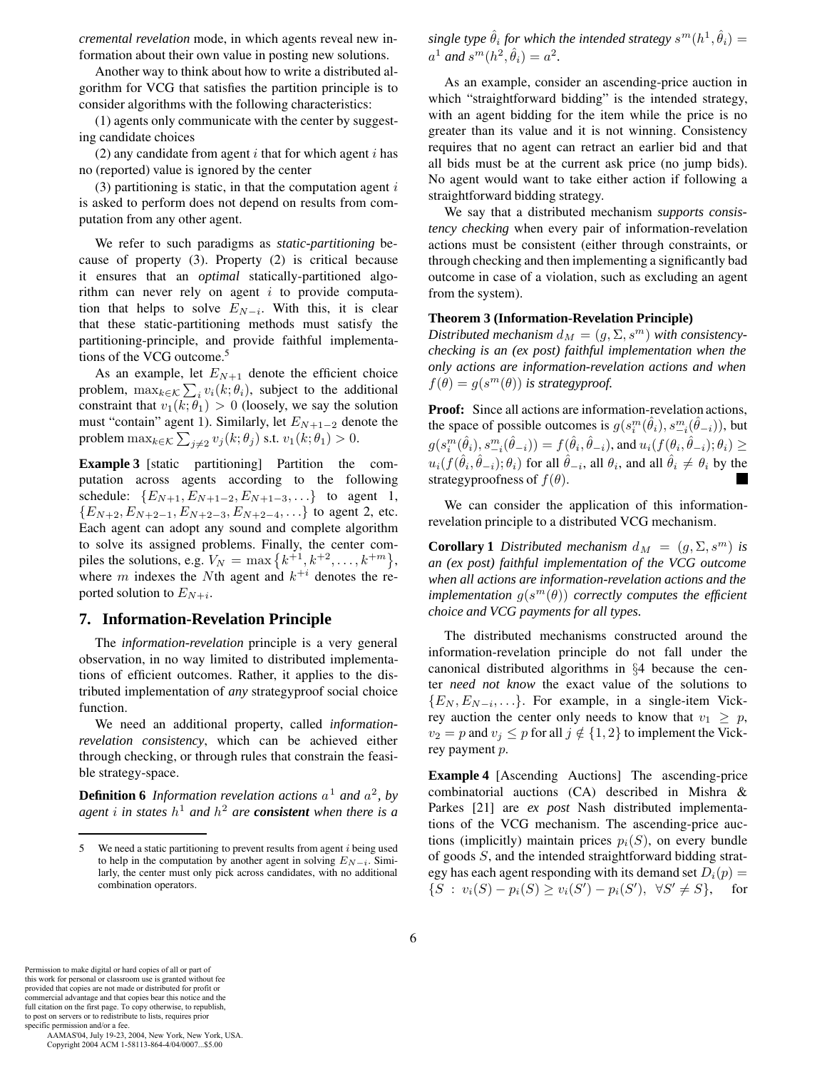*cremental revelation* mode, in which agents reveal new information about their own value in posting new solutions.

Another way to think about how to write a distributed algorithm for VCG that satisfies the partition principle is to consider algorithms with the following characteristics:

(1) agents only communicate with the center by suggesting candidate choices

(2) any candidate from agent $i$ that for which agent $i$ has no (reported) value is ignored by the center

(3) partitioning is static, in that the computation agent $i$ is asked to perform does not depend on results from computation from any other agent.

We refer to such paradigms as *static-partitioning* because of property (3). Property (2) is critical because it ensures that an *optimal* statically-partitioned algorithm can never rely on agent $i$ to provide computation that helps to solve $E_{N-i}$. With this, it is clear that these static-partitioning methods must satisfy the partitioning-principle, and provide faithful implementations of the VCG outcome.[5]

As an example, let $E_{N+1}$ denote the efficient choice problem, $\max_{k \in \mathcal{K}} \sum_i v_i(k; \theta_i)$, subject to the additional constraint that $v_1(k; \theta_1) > 0$ (loosely, we say the solution must "contain" agent 1). Similarly, let $E_{N+1-2}$ denote the problem $\max_{k \in \mathcal{K}} \sum_{j \neq 2} v_j(k; \theta_j)$ s.t. $v_1(k; \theta_1) > 0$.

**Example 3** [static partitioning] Partition the computation across agents according to the following schedule: $\{E_{N+1}, E_{N+1-2}, E_{N+1-3}, \ldots\}$ to agent 1, $\{E_{N+2}, E_{N+2-1}, E_{N+2-3}, E_{N+2-4}, \ldots\}$ to agent 2, etc. Each agent can adopt any sound and complete algorithm to solve its assigned problems. Finally, the center compiles the solutions, e.g. $V_N = \max\{k^{+1}, k^{+2}, \ldots, k^{+m}\}$, where $m$ indexes the $N$th agent and $k^{+i}$ denotes the reported solution to $E_{N+i}$.

## 7. Information-Revelation Principle

The *information-revelation* principle is a very general observation, in no way limited to distributed implementations of efficient outcomes. Rather, it applies to the distributed implementation of *any* strategyproof social choice function.

We need an additional property, called *information-revelation consistency*, which can be achieved either through checking, or through rules that constrain the feasible strategy-space.

**Definition 6** *Information revelation actions $a^1$ and $a^2$, by agent $i$ in states $h^1$ and $h^2$ are **consistent** when there is a single type $\hat{\theta}_i$ for which the intended strategy $s^m(h^1, \hat{\theta}_i) = a^1$ and $s^m(h^2, \hat{\theta}_i) = a^2$.*

As an example, consider an ascending-price auction in which "straightforward bidding" is the intended strategy, with an agent bidding for the item while the price is no greater than its value and it is not winning. Consistency requires that no agent can retract an earlier bid and that all bids must be at the current ask price (no jump bids). No agent would want to take either action if following a straightforward bidding strategy.

We say that a distributed mechanism *supports consistency checking* when every pair of information-revelation actions must be consistent (either through constraints, or through checking and then implementing a significantly bad outcome in case of a violation, such as excluding an agent from the system).

**Theorem 3 (Information-Revelation Principle)** *Distributed mechanism $d_M = (g, \Sigma, s^m)$ with consistency-checking is an (ex post) faithful implementation when the only actions are information-revelation actions and when $f(\theta) = g(s^m(\theta))$ is strategyproof.*

**Proof:** Since all actions are information-revelation actions, the space of possible outcomes is $g(s_i^m(\hat{\theta}_i), s_{-i}^m(\hat{\theta}_{-i}))$, but $g(s_i^m(\hat{\theta}_i), s_{-i}^m(\hat{\theta}_{-i})) = f(\hat{\theta}_i, \hat{\theta}_{-i})$, and $u_i(f(\theta_i, \hat{\theta}_{-i}); \theta_i) \geq u_i(f(\hat{\theta}_i, \hat{\theta}_{-i}); \theta_i)$ for all $\hat{\theta}_{-i}$, all $\theta_i$, and all $\hat{\theta}_i \neq \theta_i$ by the strategyproofness of $f(\theta)$. ■

We can consider the application of this information-revelation principle to a distributed VCG mechanism.

**Corollary 1** *Distributed mechanism $d_M = (g, \Sigma, s^m)$ is an (ex post) faithful implementation of the VCG outcome when all actions are information-revelation actions and the implementation $g(s^m(\theta))$ correctly computes the efficient choice and VCG payments for all types.*

The distributed mechanisms constructed around the information-revelation principle do not fall under the canonical distributed algorithms in §4 because the center *need not know* the exact value of the solutions to $\{E_N, E_{N-i}, \ldots\}$. For example, in a single-item Vickrey auction the center only needs to know that $v_1 \geq p$, $v_2 = p$ and $v_j \leq p$ for all $j \notin \{1, 2\}$ to implement the Vickrey payment $p$.

**Example 4** [Ascending Auctions] The ascending-price combinatorial auctions (CA) described in Mishra & Parkes [21] are *ex post* Nash distributed implementations of the VCG mechanism. The ascending-price auctions (implicitly) maintain prices $p_i(S)$, on every bundle of goods $S$, and the intended straightforward bidding strategy has each agent responding with its demand set $D_i(p) = \{S : v_i(S) - p_i(S) \geq v_i(S') - p_i(S'), \ \forall S' \neq S\}$, for

---

[5] We need a static partitioning to prevent results from agent $i$ being used to help in the computation by another agent in solving $E_{N-i}$. Similarly, the center must only pick across candidates, with no additional combination operators.

Permission to make digital or hard copies of all or part of this work for personal or classroom use is granted without fee provided that copies are not made or distributed for profit or commercial advantage and that copies bear this notice and the full citation on the first page. To copy otherwise, to republish, to post on servers or to redistribute to lists, requires prior specific permission and/or a fee.
AAMAS'04, July 19-23, 2004, New York, New York, USA.
Copyright 2004 ACM 1-58113-864-4/04/0007...$5.00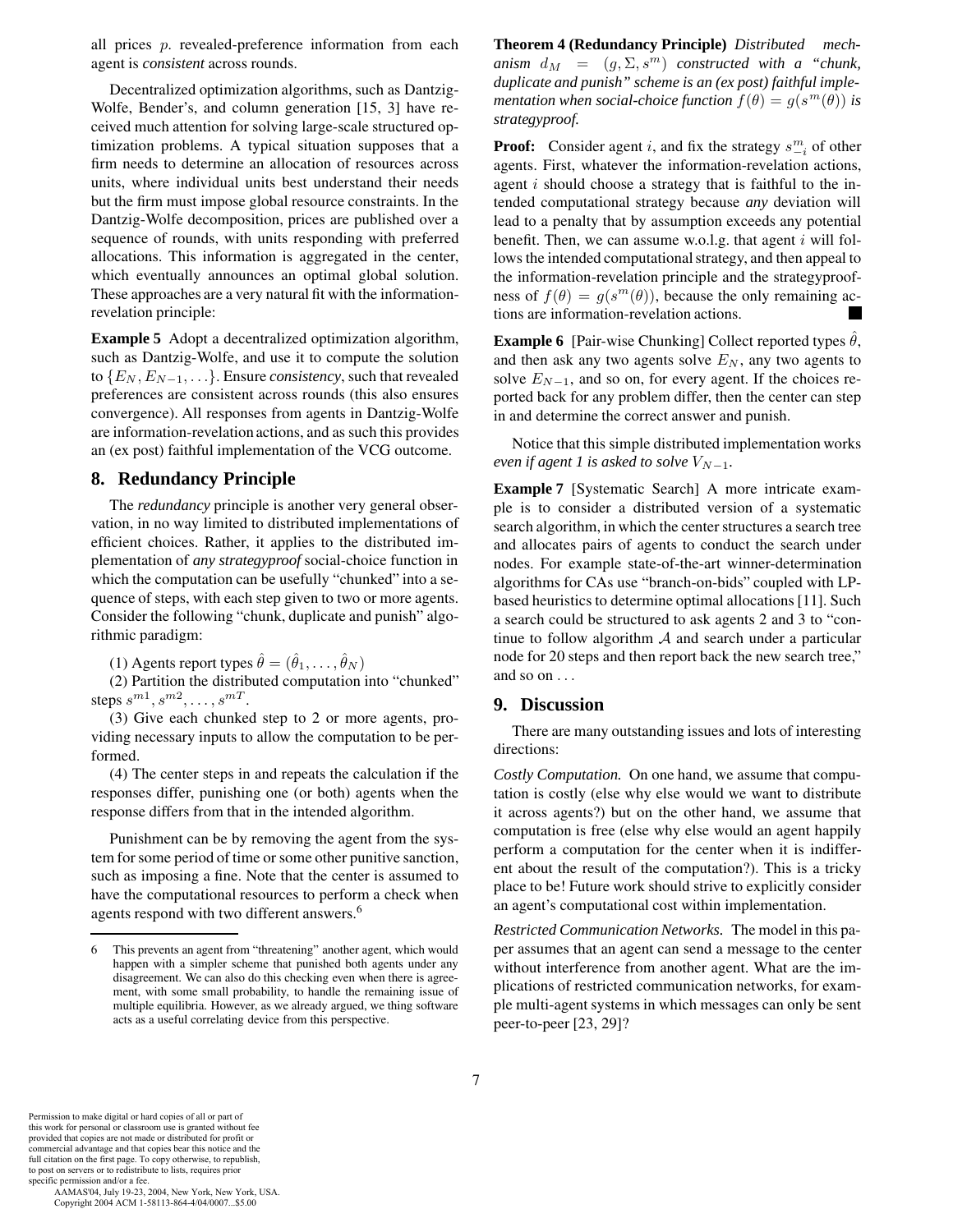all prices $p$. revealed-preference information from each agent is *consistent* across rounds.

Decentralized optimization algorithms, such as Dantzig-Wolfe, Bender's, and column generation [15, 3] have received much attention for solving large-scale structured optimization problems. A typical situation supposes that a firm needs to determine an allocation of resources across units, where individual units best understand their needs but the firm must impose global resource constraints. In the Dantzig-Wolfe decomposition, prices are published over a sequence of rounds, with units responding with preferred allocations. This information is aggregated in the center, which eventually announces an optimal global solution. These approaches are a very natural fit with the information-revelation principle:

**Example 5** Adopt a decentralized optimization algorithm, such as Dantzig-Wolfe, and use it to compute the solution to $\{E_N, E_{N-1}, \ldots\}$. Ensure *consistency*, such that revealed preferences are consistent across rounds (this also ensures convergence). All responses from agents in Dantzig-Wolfe are information-revelation actions, and as such this provides an (ex post) faithful implementation of the VCG outcome.

## 8. Redundancy Principle

The *redundancy* principle is another very general observation, in no way limited to distributed implementations of efficient choices. Rather, it applies to the distributed implementation of *any strategyproof* social-choice function in which the computation can be usefully "chunked" into a sequence of steps, with each step given to two or more agents. Consider the following "chunk, duplicate and punish" algorithmic paradigm:

(1) Agents report types $\hat{\theta} = (\hat{\theta}_1, \ldots, \hat{\theta}_N)$

(2) Partition the distributed computation into "chunked" steps $s^{m1}, s^{m2}, \ldots, s^{mT}$.

(3) Give each chunked step to 2 or more agents, providing necessary inputs to allow the computation to be performed.

(4) The center steps in and repeats the calculation if the responses differ, punishing one (or both) agents when the response differs from that in the intended algorithm.

Punishment can be by removing the agent from the system for some period of time or some other punitive sanction, such as imposing a fine. Note that the center is assumed to have the computational resources to perform a check when agents respond with two different answers.[6]

**Theorem 4 (Redundancy Principle)** *Distributed mechanism $d_M = (g, \Sigma, s^m)$ constructed with a "chunk, duplicate and punish" scheme is an (ex post) faithful implementation when social-choice function $f(\theta) = g(s^m(\theta))$ is strategyproof.*

**Proof:** Consider agent $i$, and fix the strategy $s^m_{-i}$ of other agents. First, whatever the information-revelation actions, agent $i$ should choose a strategy that is faithful to the intended computational strategy because *any* deviation will lead to a penalty that by assumption exceeds any potential benefit. Then, we can assume w.o.l.g. that agent $i$ will follows the intended computational strategy, and then appeal to the information-revelation principle and the strategyproofness of $f(\theta) = g(s^m(\theta))$, because the only remaining actions are information-revelation actions. ■

**Example 6** [Pair-wise Chunking] Collect reported types $\hat{\theta}$, and then ask any two agents solve $E_N$, any two agents to solve $E_{N-1}$, and so on, for every agent. If the choices reported back for any problem differ, then the center can step in and determine the correct answer and punish.

Notice that this simple distributed implementation works *even if agent 1 is asked to solve $V_{N-1}$*.

**Example 7** [Systematic Search] A more intricate example is to consider a distributed version of a systematic search algorithm, in which the center structures a search tree and allocates pairs of agents to conduct the search under nodes. For example state-of-the-art winner-determination algorithms for CAs use "branch-on-bids" coupled with LP-based heuristics to determine optimal allocations [11]. Such a search could be structured to ask agents 2 and 3 to "continue to follow algorithm $\mathcal{A}$ and search under a particular node for 20 steps and then report back the new search tree," and so on ...

## 9. Discussion

There are many outstanding issues and lots of interesting directions:

*Costly Computation.* On one hand, we assume that computation is costly (else why else would we want to distribute it across agents?) but on the other hand, we assume that computation is free (else why else would an agent happily perform a computation for the center when it is indifferent about the result of the computation?). This is a tricky place to be! Future work should strive to explicitly consider an agent's computational cost within implementation.

*Restricted Communication Networks.* The model in this paper assumes that an agent can send a message to the center without interference from another agent. What are the implications of restricted communication networks, for example multi-agent systems in which messages can only be sent peer-to-peer [23, 29]?

---

6 This prevents an agent from "threatening" another agent, which would happen with a simpler scheme that punished both agents under any disagreement. We can also do this checking even when there is agreement, with some small probability, to handle the remaining issue of multiple equilibria. However, as we already argued, we thing software acts as a useful correlating device from this perspective.

Permission to make digital or hard copies of all or part of this work for personal or classroom use is granted without fee provided that copies are not made or distributed for profit or commercial advantage and that copies bear this notice and the full citation on the first page. To copy otherwise, to republish, to post on servers or to redistribute to lists, requires prior specific permission and/or a fee.
AAMAS'04, July 19-23, 2004, New York, New York, USA.
Copyright 2004 ACM 1-58113-864-4/04/0007...$5.00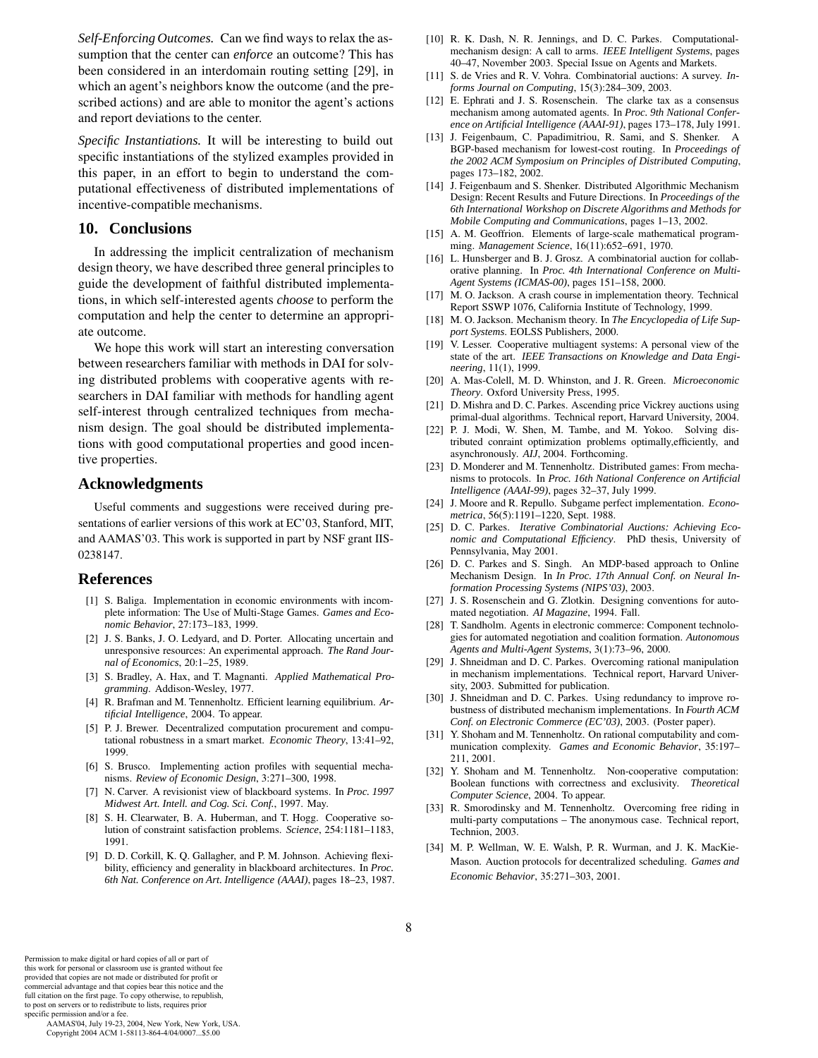*Self-Enforcing Outcomes.* Can we find ways to relax the assumption that the center can *enforce* an outcome? This has been considered in an interdomain routing setting [29], in which an agent's neighbors know the outcome (and the prescribed actions) and are able to monitor the agent's actions and report deviations to the center.

*Specific Instantiations.* It will be interesting to build out specific instantiations of the stylized examples provided in this paper, in an effort to begin to understand the computational effectiveness of distributed implementations of incentive-compatible mechanisms.

## 10. Conclusions

In addressing the implicit centralization of mechanism design theory, we have described three general principles to guide the development of faithful distributed implementations, in which self-interested agents *choose* to perform the computation and help the center to determine an appropriate outcome.

We hope this work will start an interesting conversation between researchers familiar with methods in DAI for solving distributed problems with cooperative agents with researchers in DAI familiar with methods for handling agent self-interest through centralized techniques from mechanism design. The goal should be distributed implementations with good computational properties and good incentive properties.

## Acknowledgments

Useful comments and suggestions were received during presentations of earlier versions of this work at EC'03, Stanford, MIT, and AAMAS'03. This work is supported in part by NSF grant IIS-0238147.

## References

[1] S. Baliga. Implementation in economic environments with incomplete information: The Use of Multi-Stage Games. *Games and Economic Behavior*, 27:173–183, 1999.

[2] J. S. Banks, J. O. Ledyard, and D. Porter. Allocating uncertain and unresponsive resources: An experimental approach. *The Rand Journal of Economics*, 20:1–25, 1989.

[3] S. Bradley, A. Hax, and T. Magnanti. *Applied Mathematical Programming*. Addison-Wesley, 1977.

[4] R. Brafman and M. Tennenholtz. Efficient learning equilibrium. *Artificial Intelligence*, 2004. To appear.

[5] P. J. Brewer. Decentralized computation procurement and computational robustness in a smart market. *Economic Theory*, 13:41–92, 1999.

[6] S. Brusco. Implementing action profiles with sequential mechanisms. *Review of Economic Design*, 3:271–300, 1998.

[7] N. Carver. A revisionist view of blackboard systems. In *Proc. 1997 Midwest Art. Intell. and Cog. Sci. Conf.*, 1997. May.

[8] S. H. Clearwater, B. A. Huberman, and T. Hogg. Cooperative solution of constraint satisfaction problems. *Science*, 254:1181–1183, 1991.

[9] D. D. Corkill, K. Q. Gallagher, and P. M. Johnson. Achieving flexibility, efficiency and generality in blackboard architectures. In *Proc. 6th Nat. Conference on Art. Intelligence (AAAI)*, pages 18–23, 1987.

[10] R. K. Dash, N. R. Jennings, and D. C. Parkes. Computational-mechanism design: A call to arms. *IEEE Intelligent Systems*, pages 40–47, November 2003. Special Issue on Agents and Markets.

[11] S. de Vries and R. V. Vohra. Combinatorial auctions: A survey. *Informs Journal on Computing*, 15(3):284–309, 2003.

[12] E. Ephrati and J. S. Rosenschein. The clarke tax as a consensus mechanism among automated agents. In *Proc. 9th National Conference on Artificial Intelligence (AAAI-91)*, pages 173–178, July 1991.

[13] J. Feigenbaum, C. Papadimitriou, R. Sami, and S. Shenker. A BGP-based mechanism for lowest-cost routing. In *Proceedings of the 2002 ACM Symposium on Principles of Distributed Computing*, pages 173–182, 2002.

[14] J. Feigenbaum and S. Shenker. Distributed Algorithmic Mechanism Design: Recent Results and Future Directions. In *Proceedings of the 6th International Workshop on Discrete Algorithms and Methods for Mobile Computing and Communications*, pages 1–13, 2002.

[15] A. M. Geoffrion. Elements of large-scale mathematical programming. *Management Science*, 16(11):652–691, 1970.

[16] L. Hunsberger and B. J. Grosz. A combinatorial auction for collaborative planning. In *Proc. 4th International Conference on Multi-Agent Systems (ICMAS-00)*, pages 151–158, 2000.

[17] M. O. Jackson. A crash course in implementation theory. Technical Report SSWP 1076, California Institute of Technology, 1999.

[18] M. O. Jackson. Mechanism theory. In *The Encyclopedia of Life Support Systems*. EOLSS Publishers, 2000.

[19] V. Lesser. Cooperative multiagent systems: A personal view of the state of the art. *IEEE Transactions on Knowledge and Data Engineering*, 11(1), 1999.

[20] A. Mas-Colell, M. D. Whinston, and J. R. Green. *Microeconomic Theory*. Oxford University Press, 1995.

[21] D. Mishra and D. C. Parkes. Ascending price Vickrey auctions using primal-dual algorithms. Technical report, Harvard University, 2004.

[22] P. J. Modi, W. Shen, M. Tambe, and M. Yokoo. Solving distributed conraint optimization problems optimally,efficiently, and asynchronously. *AIJ*, 2004. Forthcoming.

[23] D. Monderer and M. Tennenholtz. Distributed games: From mechanisms to protocols. In *Proc. 16th National Conference on Artificial Intelligence (AAAI-99)*, pages 32–37, July 1999.

[24] J. Moore and R. Repullo. Subgame perfect implementation. *Econometrica*, 56(5):1191–1220, Sept. 1988.

[25] D. C. Parkes. *Iterative Combinatorial Auctions: Achieving Economic and Computational Efficiency*. PhD thesis, University of Pennsylvania, May 2001.

[26] D. C. Parkes and S. Singh. An MDP-based approach to Online Mechanism Design. In *In Proc. 17th Annual Conf. on Neural Information Processing Systems (NIPS'03)*, 2003.

[27] J. S. Rosenschein and G. Zlotkin. Designing conventions for automated negotiation. *AI Magazine*, 1994. Fall.

[28] T. Sandholm. Agents in electronic commerce: Component technologies for automated negotiation and coalition formation. *Autonomous Agents and Multi-Agent Systems*, 3(1):73–96, 2000.

[29] J. Shneidman and D. C. Parkes. Overcoming rational manipulation in mechanism implementations. Technical report, Harvard University, 2003. Submitted for publication.

[30] J. Shneidman and D. C. Parkes. Using redundancy to improve robustness of distributed mechanism implementations. In *Fourth ACM Conf. on Electronic Commerce (EC'03)*, 2003. (Poster paper).

[31] Y. Shoham and M. Tennenholtz. On rational computability and communication complexity. *Games and Economic Behavior*, 35:197–211, 2001.

[32] Y. Shoham and M. Tennenholtz. Non-cooperative computation: Boolean functions with correctness and exclusivity. *Theoretical Computer Science*, 2004. To appear.

[33] R. Smorodinsky and M. Tennenholtz. Overcoming free riding in multi-party computations – The anonymous case. Technical report, Technion, 2003.

[34] M. P. Wellman, W. E. Walsh, P. R. Wurman, and J. K. MacKie-Mason. Auction protocols for decentralized scheduling. *Games and Economic Behavior*, 35:271–303, 2001.

Permission to make digital or hard copies of all or part of this work for personal or classroom use is granted without fee provided that copies are not made or distributed for profit or commercial advantage and that copies bear this notice and the full citation on the first page. To copy otherwise, to republish, to post on servers or to redistribute to lists, requires prior specific permission and/or a fee.
AAMAS'04, July 19-23, 2004, New York, New York, USA.
Copyright 2004 ACM 1-58113-864-4/04/0007...$5.00